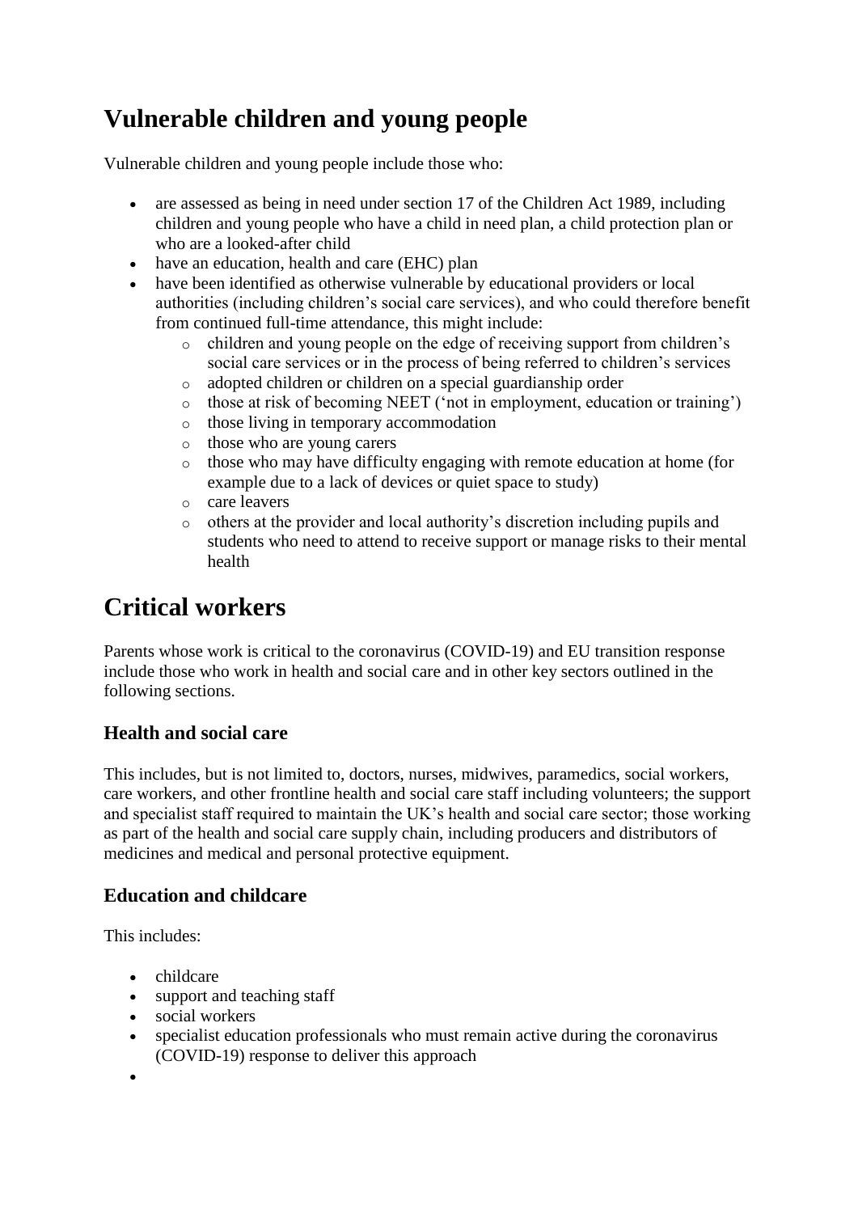# Vulnerable children and young people

Vulnerable children and young people include those who:

- are assessed as being in need under section 17 of the Children Act 1989, including children and young people who have a child in need plan, a child protection plan or who are a looked-after child
- have an education, health and care (EHC) plan
- have been identified as otherwise vulnerable by educational providers or local authorities (including children's social care services), and who could therefore benefit from continued full-time attendance, this might include:
  - children and young people on the edge of receiving support from children's social care services or in the process of being referred to children's services
  - adopted children or children on a special guardianship order
  - those at risk of becoming NEET ('not in employment, education or training')
  - those living in temporary accommodation
  - those who are young carers
  - those who may have difficulty engaging with remote education at home (for example due to a lack of devices or quiet space to study)
  - care leavers
  - others at the provider and local authority's discretion including pupils and students who need to attend to receive support or manage risks to their mental health

# Critical workers

Parents whose work is critical to the coronavirus (COVID-19) and EU transition response include those who work in health and social care and in other key sectors outlined in the following sections.

## Health and social care

This includes, but is not limited to, doctors, nurses, midwives, paramedics, social workers, care workers, and other frontline health and social care staff including volunteers; the support and specialist staff required to maintain the UK's health and social care sector; those working as part of the health and social care supply chain, including producers and distributors of medicines and medical and personal protective equipment.

## Education and childcare

This includes:

- childcare
- support and teaching staff
- social workers
- specialist education professionals who must remain active during the coronavirus (COVID-19) response to deliver this approach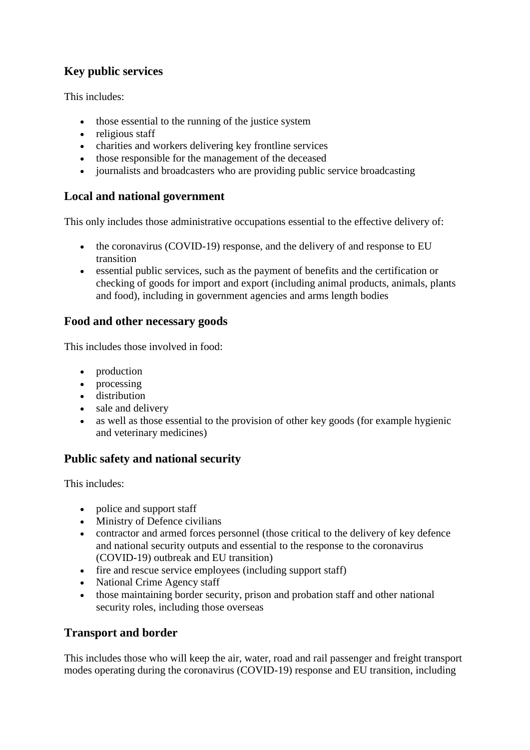## Key public services

This includes:

- those essential to the running of the justice system
- religious staff
- charities and workers delivering key frontline services
- those responsible for the management of the deceased
- journalists and broadcasters who are providing public service broadcasting

## Local and national government

This only includes those administrative occupations essential to the effective delivery of:

- the coronavirus (COVID-19) response, and the delivery of and response to EU transition
- essential public services, such as the payment of benefits and the certification or checking of goods for import and export (including animal products, animals, plants and food), including in government agencies and arms length bodies

## Food and other necessary goods

This includes those involved in food:

- production
- processing
- distribution
- sale and delivery
- as well as those essential to the provision of other key goods (for example hygienic and veterinary medicines)

## Public safety and national security

This includes:

- police and support staff
- Ministry of Defence civilians
- contractor and armed forces personnel (those critical to the delivery of key defence and national security outputs and essential to the response to the coronavirus (COVID-19) outbreak and EU transition)
- fire and rescue service employees (including support staff)
- National Crime Agency staff
- those maintaining border security, prison and probation staff and other national security roles, including those overseas

## Transport and border

This includes those who will keep the air, water, road and rail passenger and freight transport modes operating during the coronavirus (COVID-19) response and EU transition, including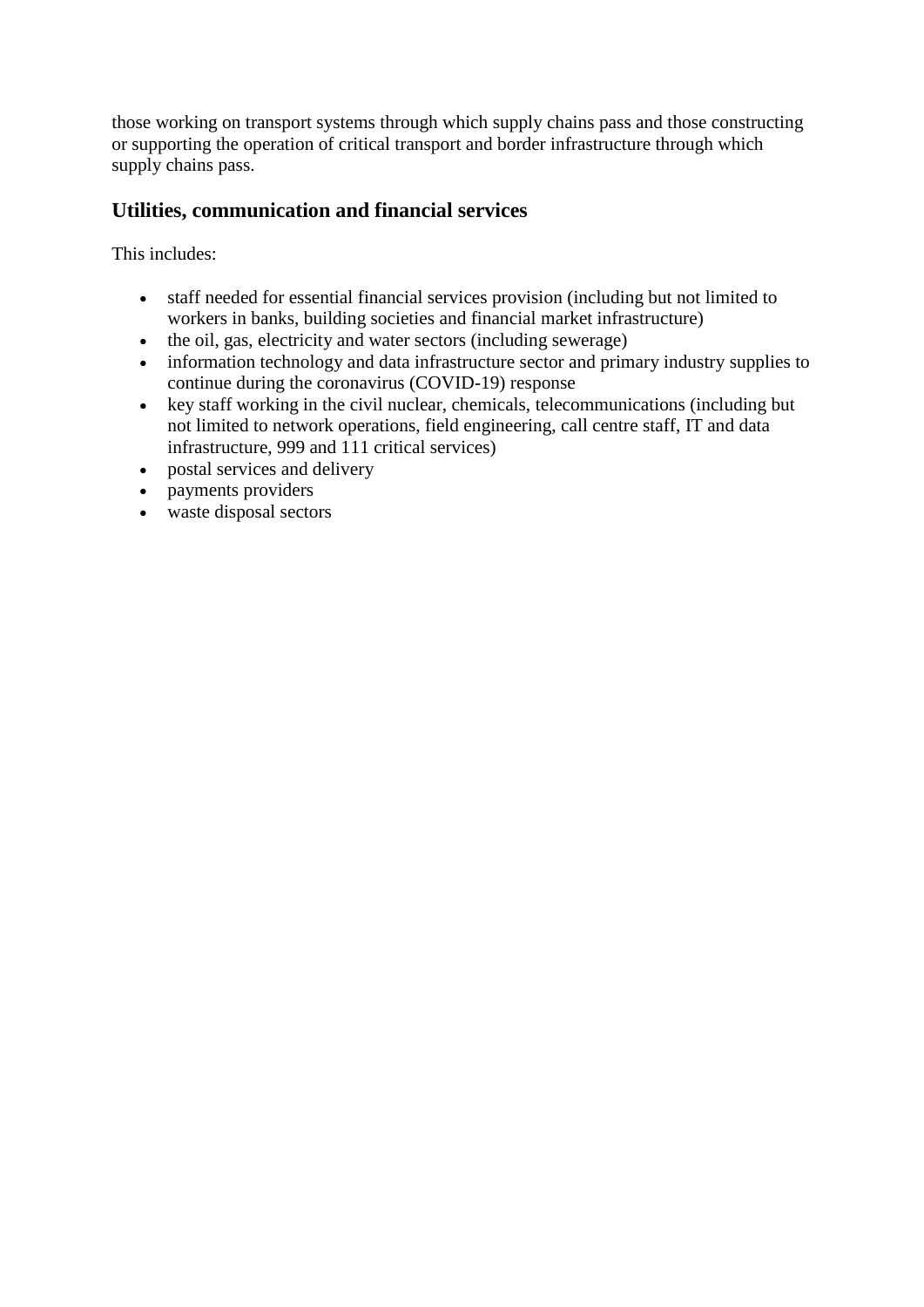those working on transport systems through which supply chains pass and those constructing or supporting the operation of critical transport and border infrastructure through which supply chains pass.

## Utilities, communication and financial services

This includes:

- staff needed for essential financial services provision (including but not limited to workers in banks, building societies and financial market infrastructure)
- the oil, gas, electricity and water sectors (including sewerage)
- information technology and data infrastructure sector and primary industry supplies to continue during the coronavirus (COVID-19) response
- key staff working in the civil nuclear, chemicals, telecommunications (including but not limited to network operations, field engineering, call centre staff, IT and data infrastructure, 999 and 111 critical services)
- postal services and delivery
- payments providers
- waste disposal sectors